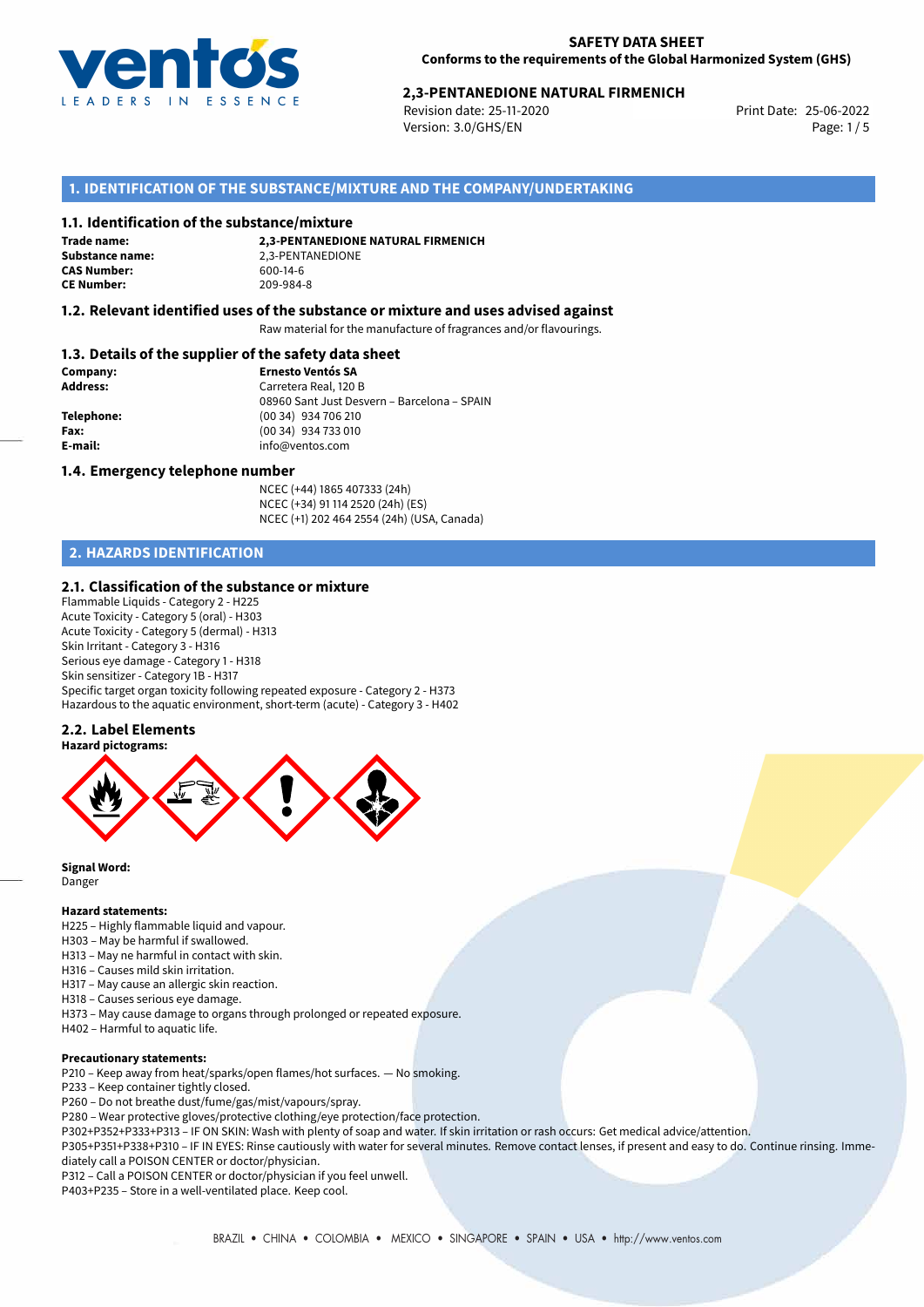**SAFETY DATA SHEET**
**Conforms to the requirements of the Global Harmonized System (GHS)**

**2,3-PENTANEDIONE NATURAL FIRMENICH**

Revision date: 25-11-2020
Version: 3.0/GHS/EN
Print Date: 25-06-2022

## 1. IDENTIFICATION OF THE SUBSTANCE/MIXTURE AND THE COMPANY/UNDERTAKING

### 1.1. Identification of the substance/mixture

**Trade name:** **2,3-PENTANEDIONE NATURAL FIRMENICH**
**Substance name:** 2,3-PENTANEDIONE
**CAS Number:** 600-14-6
**CE Number:** 209-984-8

### 1.2. Relevant identified uses of the substance or mixture and uses advised against

Raw material for the manufacture of fragrances and/or flavourings.

### 1.3. Details of the supplier of the safety data sheet

**Company:** **Ernesto Ventós SA**
**Address:** Carretera Real, 120 B
08960 Sant Just Desvern – Barcelona – SPAIN
**Telephone:** (00 34) 934 706 210
**Fax:** (00 34) 934 733 010
**E-mail:** info@ventos.com

### 1.4. Emergency telephone number

NCEC (+44) 1865 407333 (24h)
NCEC (+34) 91 114 2520 (24h) (ES)
NCEC (+1) 202 464 2554 (24h) (USA, Canada)

## 2. HAZARDS IDENTIFICATION

### 2.1. Classification of the substance or mixture

Flammable Liquids - Category 2 - H225
Acute Toxicity - Category 5 (oral) - H303
Acute Toxicity - Category 5 (dermal) - H313
Skin Irritant - Category 3 - H316
Serious eye damage - Category 1 - H318
Skin sensitizer - Category 1B - H317
Specific target organ toxicity following repeated exposure - Category 2 - H373
Hazardous to the aquatic environment, short-term (acute) - Category 3 - H402

### 2.2. Label Elements

**Hazard pictograms:**

**Signal Word:**
Danger

**Hazard statements:**

H225 – Highly flammable liquid and vapour.
H303 – May be harmful if swallowed.
H313 – May ne harmful in contact with skin.
H316 – Causes mild skin irritation.
H317 – May cause an allergic skin reaction.
H318 – Causes serious eye damage.
H373 – May cause damage to organs through prolonged or repeated exposure.
H402 – Harmful to aquatic life.

**Precautionary statements:**

P210 – Keep away from heat/sparks/open flames/hot surfaces. — No smoking.
P233 – Keep container tightly closed.
P260 – Do not breathe dust/fume/gas/mist/vapours/spray.
P280 – Wear protective gloves/protective clothing/eye protection/face protection.
P302+P352+P333+P313 – IF ON SKIN: Wash with plenty of soap and water. If skin irritation or rash occurs: Get medical advice/attention.
P305+P351+P338+P310 – IF IN EYES: Rinse cautiously with water for several minutes. Remove contact lenses, if present and easy to do. Continue rinsing. Immediately call a POISON CENTER or doctor/physician.
P312 – Call a POISON CENTER or doctor/physician if you feel unwell.
P403+P235 – Store in a well-ventilated place. Keep cool.

BRAZIL • CHINA • COLOMBIA • MEXICO • SINGAPORE • SPAIN • USA • http://www.ventos.com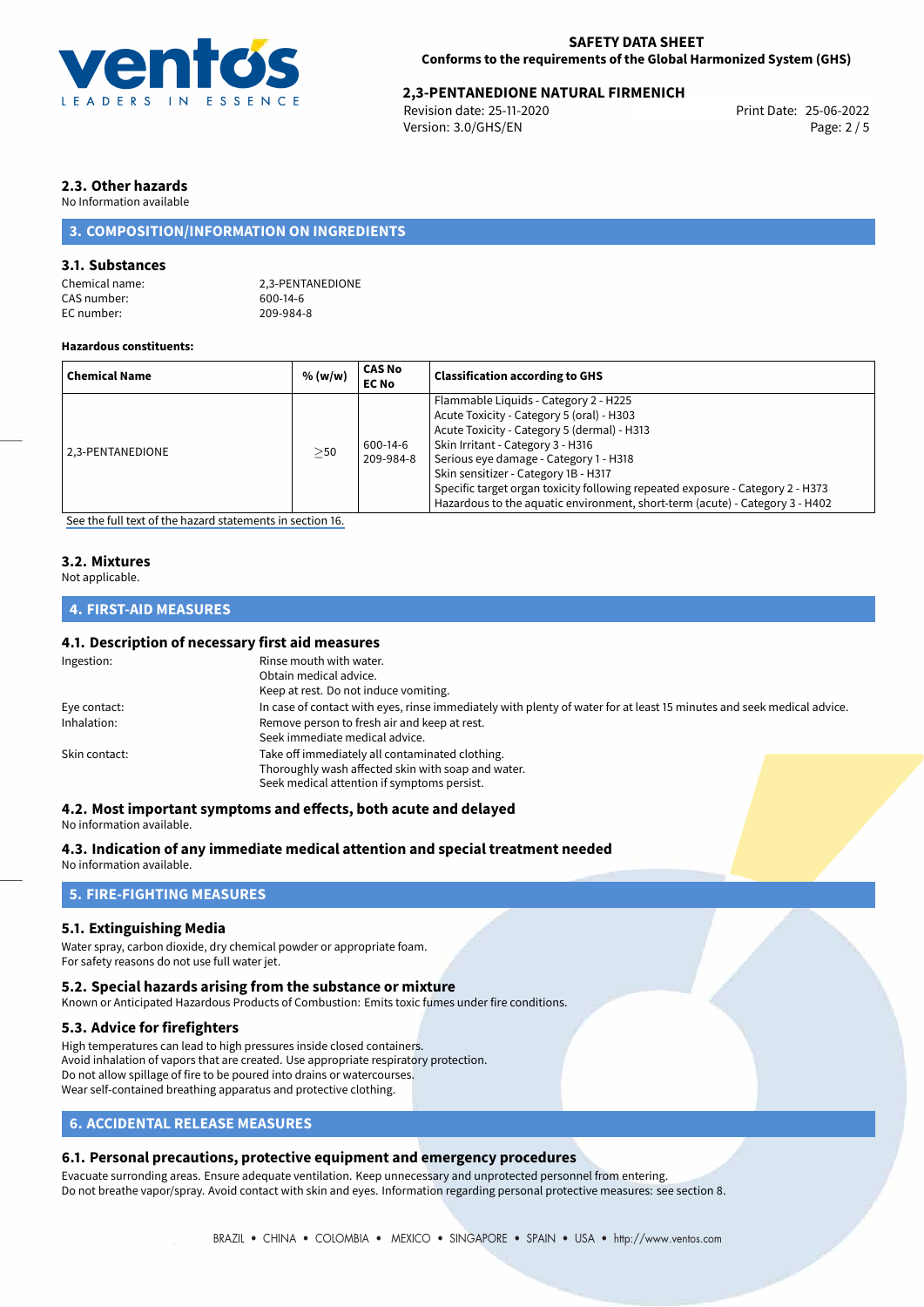## 2.3. Other hazards

No Information available

## 3. COMPOSITION/INFORMATION ON INGREDIENTS

### 3.1. Substances

Chemical name: 2,3-PENTANEDIONE
CAS number: 600-14-6
EC number: 209-984-8

**Hazardous constituents:**

| Chemical Name | % (w/w) | CAS No EC No | Classification according to GHS |
|---|---|---|---|
| 2,3-PENTANEDIONE | ≥50 | 600-14-6 209-984-8 | Flammable Liquids - Category 2 - H225<br>Acute Toxicity - Category 5 (oral) - H303<br>Acute Toxicity - Category 5 (dermal) - H313<br>Skin Irritant - Category 3 - H316<br>Serious eye damage - Category 1 - H318<br>Skin sensitizer - Category 1B - H317<br>Specific target organ toxicity following repeated exposure - Category 2 - H373<br>Hazardous to the aquatic environment, short-term (acute) - Category 3 - H402 |

See the full text of the hazard statements in section 16.

### 3.2. Mixtures

Not applicable.

## 4. FIRST-AID MEASURES

### 4.1. Description of necessary first aid measures

Ingestion: Rinse mouth with water.
Obtain medical advice.
Keep at rest. Do not induce vomiting.

Eye contact: In case of contact with eyes, rinse immediately with plenty of water for at least 15 minutes and seek medical advice.

Inhalation: Remove person to fresh air and keep at rest.
Seek immediate medical advice.

Skin contact: Take off immediately all contaminated clothing.
Thoroughly wash affected skin with soap and water.
Seek medical attention if symptoms persist.

### 4.2. Most important symptoms and effects, both acute and delayed

No information available.

### 4.3. Indication of any immediate medical attention and special treatment needed

No information available.

## 5. FIRE-FIGHTING MEASURES

### 5.1. Extinguishing Media

Water spray, carbon dioxide, dry chemical powder or appropriate foam.
For safety reasons do not use full water jet.

### 5.2. Special hazards arising from the substance or mixture

Known or Anticipated Hazardous Products of Combustion: Emits toxic fumes under fire conditions.

### 5.3. Advice for firefighters

High temperatures can lead to high pressures inside closed containers.
Avoid inhalation of vapors that are created. Use appropriate respiratory protection.
Do not allow spillage of fire to be poured into drains or watercourses.
Wear self-contained breathing apparatus and protective clothing.

## 6. ACCIDENTAL RELEASE MEASURES

### 6.1. Personal precautions, protective equipment and emergency procedures

Evacuate surrounding areas. Ensure adequate ventilation. Keep unnecessary and unprotected personnel from entering.
Do not breathe vapor/spray. Avoid contact with skin and eyes. Information regarding personal protective measures: see section 8.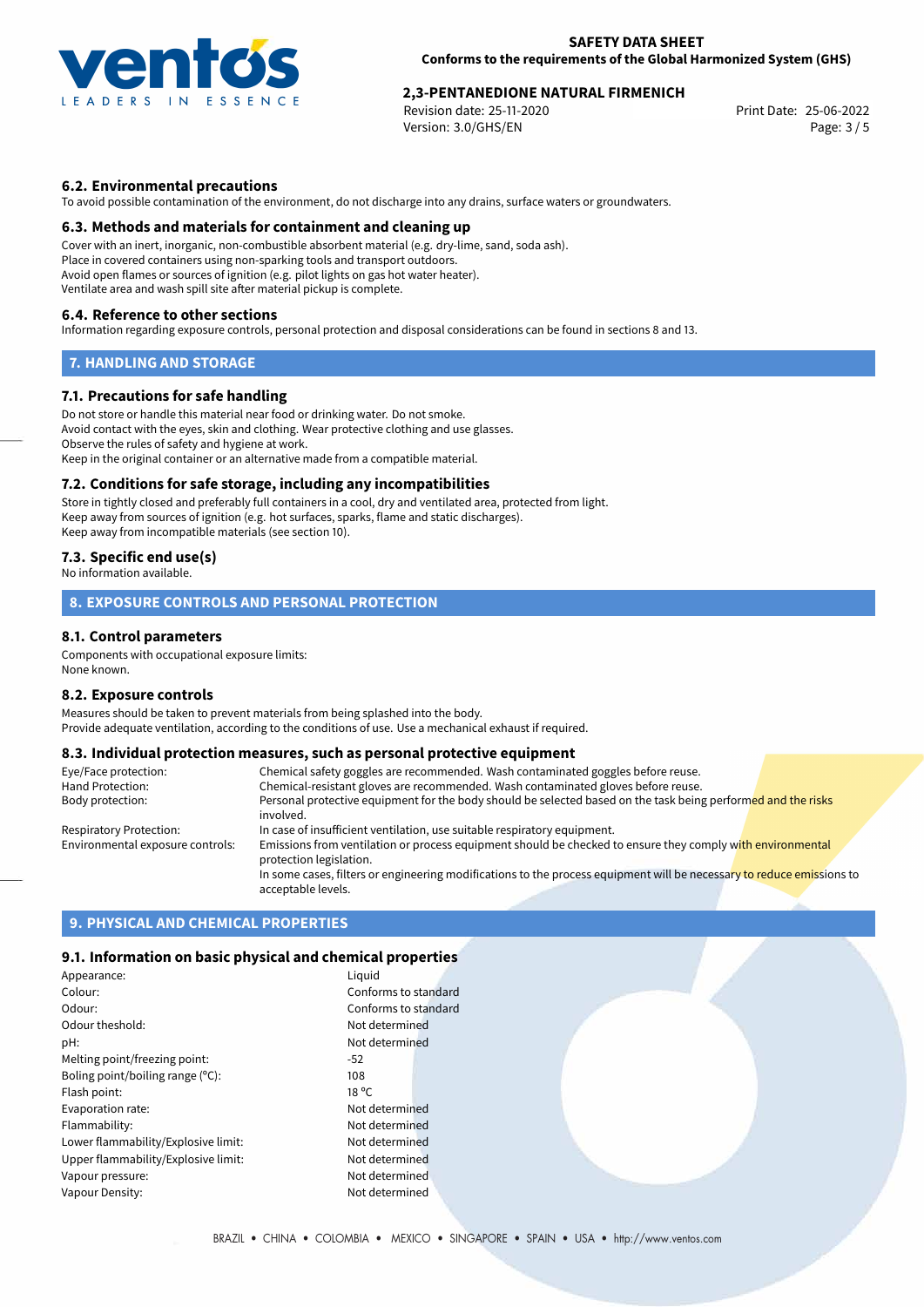### 6.2. Environmental precautions

To avoid possible contamination of the environment, do not discharge into any drains, surface waters or groundwaters.

### 6.3. Methods and materials for containment and cleaning up

Cover with an inert, inorganic, non-combustible absorbent material (e.g. dry-lime, sand, soda ash).
Place in covered containers using non-sparking tools and transport outdoors.
Avoid open flames or sources of ignition (e.g. pilot lights on gas hot water heater).
Ventilate area and wash spill site after material pickup is complete.

### 6.4. Reference to other sections

Information regarding exposure controls, personal protection and disposal considerations can be found in sections 8 and 13.

## 7. HANDLING AND STORAGE

### 7.1. Precautions for safe handling

Do not store or handle this material near food or drinking water. Do not smoke.
Avoid contact with the eyes, skin and clothing. Wear protective clothing and use glasses.
Observe the rules of safety and hygiene at work.
Keep in the original container or an alternative made from a compatible material.

### 7.2. Conditions for safe storage, including any incompatibilities

Store in tightly closed and preferably full containers in a cool, dry and ventilated area, protected from light.
Keep away from sources of ignition (e.g. hot surfaces, sparks, flame and static discharges).
Keep away from incompatible materials (see section 10).

### 7.3. Specific end use(s)

No information available.

## 8. EXPOSURE CONTROLS AND PERSONAL PROTECTION

### 8.1. Control parameters

Components with occupational exposure limits:
None known.

### 8.2. Exposure controls

Measures should be taken to prevent materials from being splashed into the body.
Provide adequate ventilation, according to the conditions of use. Use a mechanical exhaust if required.

### 8.3. Individual protection measures, such as personal protective equipment

| | |
|---|---|
| Eye/Face protection: | Chemical safety goggles are recommended. Wash contaminated goggles before reuse. |
| Hand Protection: | Chemical-resistant gloves are recommended. Wash contaminated gloves before reuse. |
| Body protection: | Personal protective equipment for the body should be selected based on the task being performed and the risks involved. |
| Respiratory Protection: | In case of insufficient ventilation, use suitable respiratory equipment. |
| Environmental exposure controls: | Emissions from ventilation or process equipment should be checked to ensure they comply with environmental protection legislation. In some cases, filters or engineering modifications to the process equipment will be necessary to reduce emissions to acceptable levels. |

## 9. PHYSICAL AND CHEMICAL PROPERTIES

### 9.1. Information on basic physical and chemical properties

| | |
|---|---|
| Appearance: | Liquid |
| Colour: | Conforms to standard |
| Odour: | Conforms to standard |
| Odour theshold: | Not determined |
| pH: | Not determined |
| Melting point/freezing point: | -52 |
| Boling point/boiling range (°C): | 108 |
| Flash point: | 18 °C |
| Evaporation rate: | Not determined |
| Flammability: | Not determined |
| Lower flammability/Explosive limit: | Not determined |
| Upper flammability/Explosive limit: | Not determined |
| Vapour pressure: | Not determined |
| Vapour Density: | Not determined |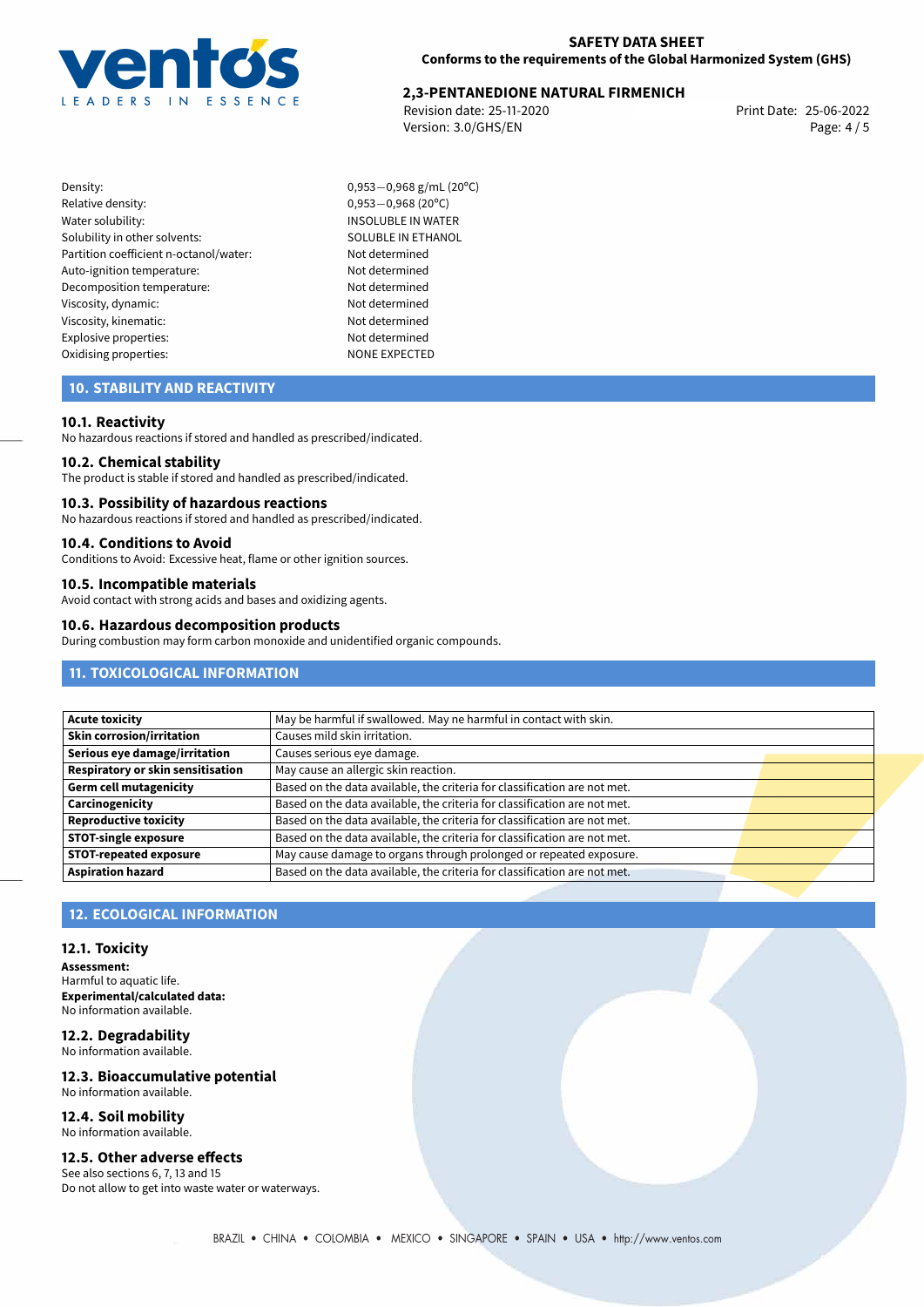| | |
|---|---|
| Density: | 0,953−0,968 g/mL (20°C) |
| Relative density: | 0,953−0,968 (20°C) |
| Water solubility: | INSOLUBLE IN WATER |
| Solubility in other solvents: | SOLUBLE IN ETHANOL |
| Partition coefficient n-octanol/water: | Not determined |
| Auto-ignition temperature: | Not determined |
| Decomposition temperature: | Not determined |
| Viscosity, dynamic: | Not determined |
| Viscosity, kinematic: | Not determined |
| Explosive properties: | Not determined |
| Oxidising properties: | NONE EXPECTED |

## 10. STABILITY AND REACTIVITY

### 10.1. Reactivity

No hazardous reactions if stored and handled as prescribed/indicated.

### 10.2. Chemical stability

The product is stable if stored and handled as prescribed/indicated.

### 10.3. Possibility of hazardous reactions

No hazardous reactions if stored and handled as prescribed/indicated.

### 10.4. Conditions to Avoid

Conditions to Avoid: Excessive heat, flame or other ignition sources.

### 10.5. Incompatible materials

Avoid contact with strong acids and bases and oxidizing agents.

### 10.6. Hazardous decomposition products

During combustion may form carbon monoxide and unidentified organic compounds.

## 11. TOXICOLOGICAL INFORMATION

| | |
|---|---|
| **Acute toxicity** | May be harmful if swallowed. May ne harmful in contact with skin. |
| **Skin corrosion/irritation** | Causes mild skin irritation. |
| **Serious eye damage/irritation** | Causes serious eye damage. |
| **Respiratory or skin sensitisation** | May cause an allergic skin reaction. |
| **Germ cell mutagenicity** | Based on the data available, the criteria for classification are not met. |
| **Carcinogenicity** | Based on the data available, the criteria for classification are not met. |
| **Reproductive toxicity** | Based on the data available, the criteria for classification are not met. |
| **STOT-single exposure** | Based on the data available, the criteria for classification are not met. |
| **STOT-repeated exposure** | May cause damage to organs through prolonged or repeated exposure. |
| **Aspiration hazard** | Based on the data available, the criteria for classification are not met. |

## 12. ECOLOGICAL INFORMATION

### 12.1. Toxicity

**Assessment:**
Harmful to aquatic life.
**Experimental/calculated data:**
No information available.

### 12.2. Degradability

No information available.

### 12.3. Bioaccumulative potential

No information available.

### 12.4. Soil mobility

No information available.

### 12.5. Other adverse effects

See also sections 6, 7, 13 and 15
Do not allow to get into waste water or waterways.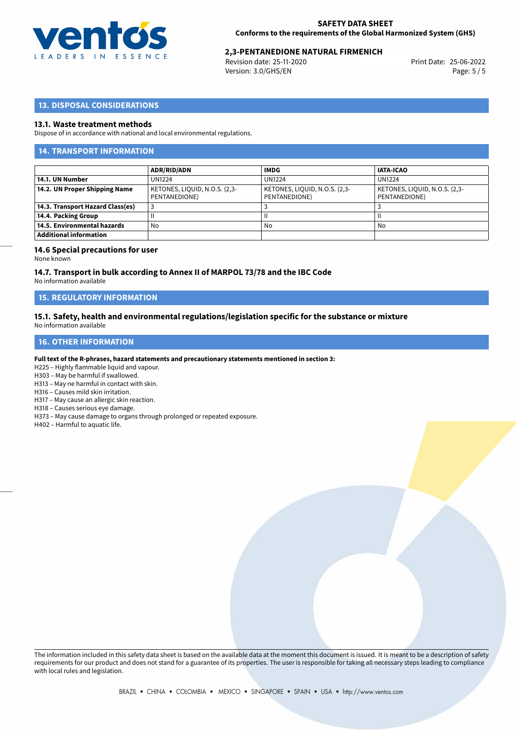## 13. DISPOSAL CONSIDERATIONS

### 13.1. Waste treatment methods

Dispose of in accordance with national and local environmental regulations.

## 14. TRANSPORT INFORMATION

| | ADR/RID/ADN | IMDG | IATA-ICAO |
|---|---|---|---|
| **14.1. UN Number** | UN1224 | UN1224 | UN1224 |
| **14.2. UN Proper Shipping Name** | KETONES, LIQUID, N.O.S. (2,3-PENTANEDIONE) | KETONES, LIQUID, N.O.S. (2,3-PENTANEDIONE) | KETONES, LIQUID, N.O.S. (2,3-PENTANEDIONE) |
| **14.3. Transport Hazard Class(es)** | 3 | 3 | 3 |
| **14.4. Packing Group** | II | II | II |
| **14.5. Environmental hazards** | No | No | No |
| **Additional information** | | | |

### 14.6 Special precautions for user

None known

### 14.7. Transport in bulk according to Annex II of MARPOL 73/78 and the IBC Code

No information available

## 15. REGULATORY INFORMATION

### 15.1. Safety, health and environmental regulations/legislation specific for the substance or mixture

No information available

## 16. OTHER INFORMATION

**Full text of the R-phrases, hazard statements and precautionary statements mentioned in section 3:**

H225 – Highly flammable liquid and vapour.
H303 – May be harmful if swallowed.
H313 – May ne harmful in contact with skin.
H316 – Causes mild skin irritation.
H317 – May cause an allergic skin reaction.
H318 – Causes serious eye damage.
H373 – May cause damage to organs through prolonged or repeated exposure.
H402 – Harmful to aquatic life.

The information included in this safety data sheet is based on the available data at the moment this document is issued. It is meant to be a description of safety requirements for our product and does not stand for a guarantee of its properties. The user is responsible for taking all necessary steps leading to compliance with local rules and legislation.